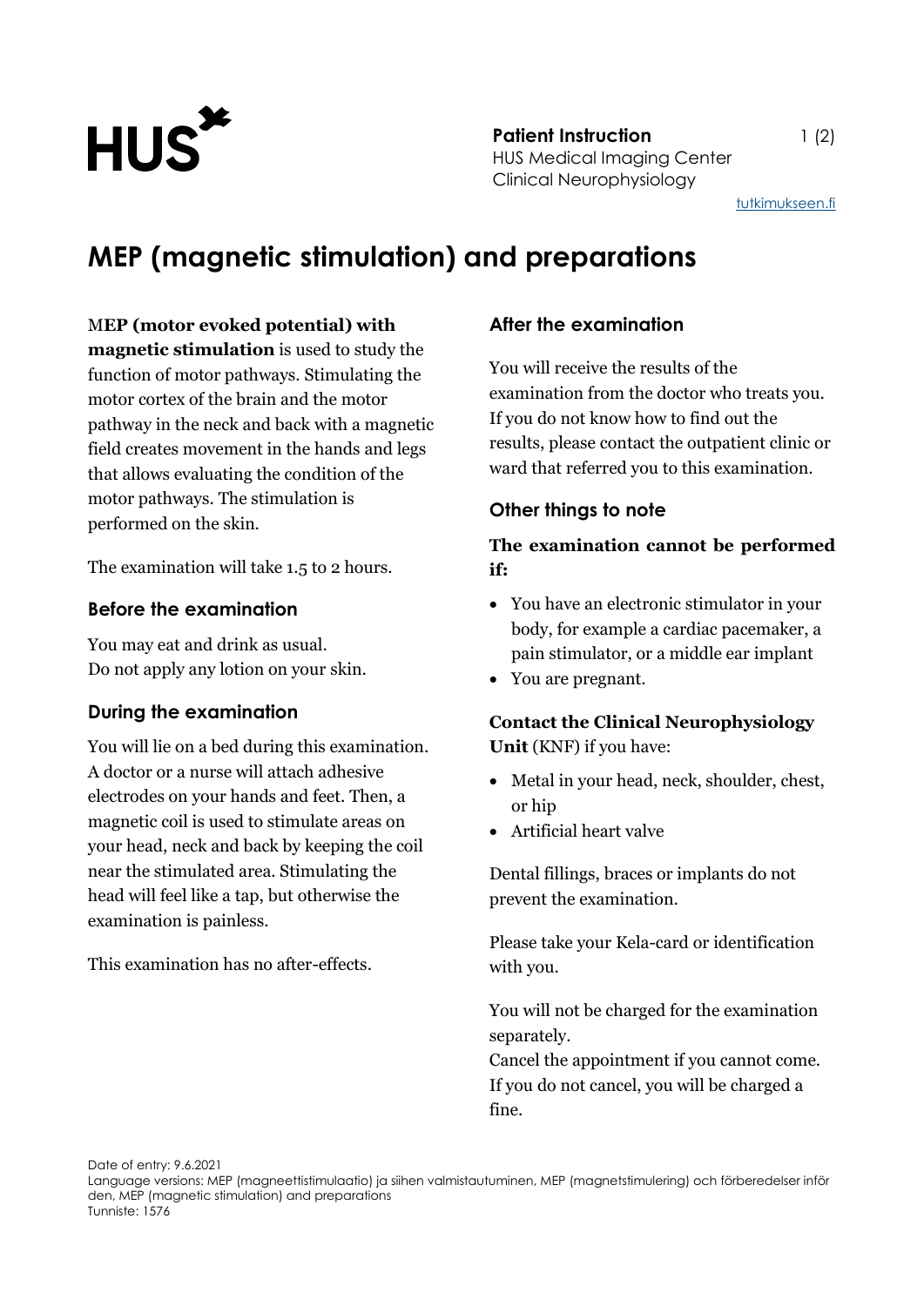**Patient Instruction**
HUS Medical Imaging Center
Clinical Neurophysiology

tutkimukseen.fi

# MEP (magnetic stimulation) and preparations

**MEP (motor evoked potential) with magnetic stimulation** is used to study the function of motor pathways. Stimulating the motor cortex of the brain and the motor pathway in the neck and back with a magnetic field creates movement in the hands and legs that allows evaluating the condition of the motor pathways. The stimulation is performed on the skin.

The examination will take 1.5 to 2 hours.

## Before the examination

You may eat and drink as usual.
Do not apply any lotion on your skin.

## During the examination

You will lie on a bed during this examination. A doctor or a nurse will attach adhesive electrodes on your hands and feet. Then, a magnetic coil is used to stimulate areas on your head, neck and back by keeping the coil near the stimulated area. Stimulating the head will feel like a tap, but otherwise the examination is painless.

This examination has no after-effects.

## After the examination

You will receive the results of the examination from the doctor who treats you. If you do not know how to find out the results, please contact the outpatient clinic or ward that referred you to this examination.

## Other things to note

**The examination cannot be performed if:**

- You have an electronic stimulator in your body, for example a cardiac pacemaker, a pain stimulator, or a middle ear implant
- You are pregnant.

**Contact the Clinical Neurophysiology Unit** (KNF) if you have:

- Metal in your head, neck, shoulder, chest, or hip
- Artificial heart valve

Dental fillings, braces or implants do not prevent the examination.

Please take your Kela-card or identification with you.

You will not be charged for the examination separately.
Cancel the appointment if you cannot come. If you do not cancel, you will be charged a fine.

Date of entry: 9.6.2021
Language versions: MEP (magneettistimulaatio) ja siihen valmistautuminen, MEP (magnetstimulering) och förberedelser inför den, MEP (magnetic stimulation) and preparations
Tunniste: 1576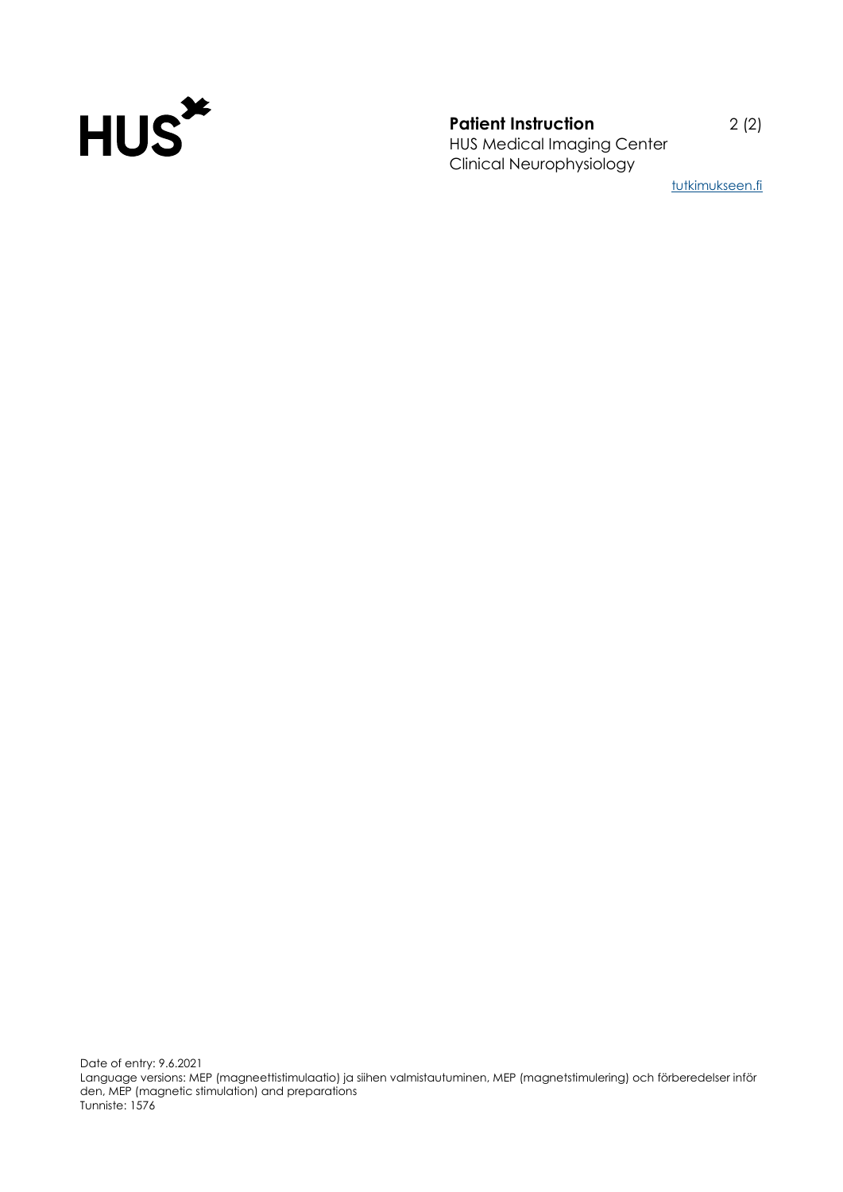Date of entry: 9.6.2021
Language versions: MEP (magneettistimulaatio) ja siihen valmistautuminen, MEP (magnetstimulering) och förberedelser inför den, MEP (magnetic stimulation) and preparations
Tunniste: 1576